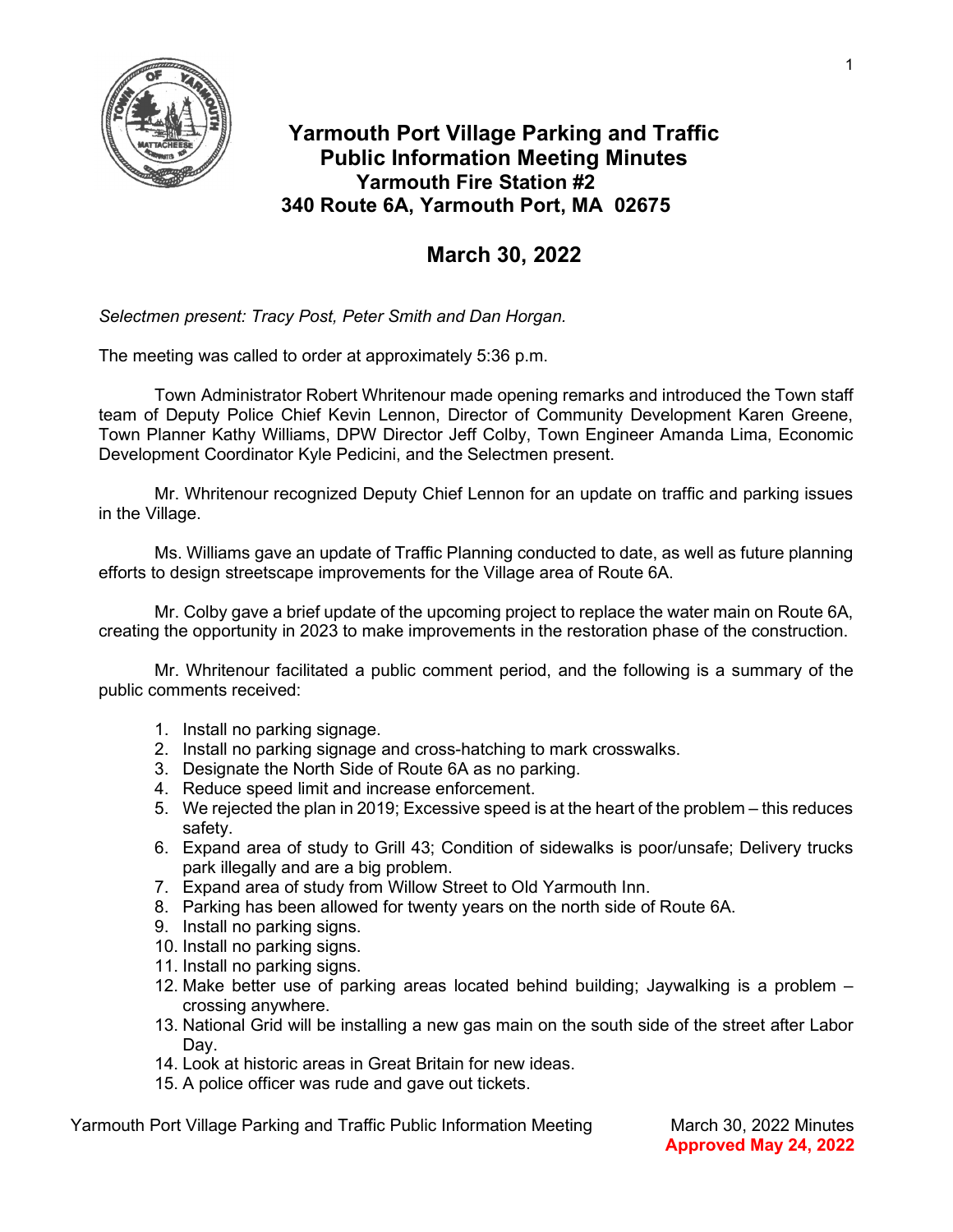# Yarmouth Port Village Parking and Traffic Public Information Meeting Minutes

## Yarmouth Fire Station #2
## 340 Route 6A, Yarmouth Port, MA 02675

## March 30, 2022

*Selectmen present: Tracy Post, Peter Smith and Dan Horgan.*

The meeting was called to order at approximately 5:36 p.m.

Town Administrator Robert Whritenour made opening remarks and introduced the Town staff team of Deputy Police Chief Kevin Lennon, Director of Community Development Karen Greene, Town Planner Kathy Williams, DPW Director Jeff Colby, Town Engineer Amanda Lima, Economic Development Coordinator Kyle Pedicini, and the Selectmen present.

Mr. Whritenour recognized Deputy Chief Lennon for an update on traffic and parking issues in the Village.

Ms. Williams gave an update of Traffic Planning conducted to date, as well as future planning efforts to design streetscape improvements for the Village area of Route 6A.

Mr. Colby gave a brief update of the upcoming project to replace the water main on Route 6A, creating the opportunity in 2023 to make improvements in the restoration phase of the construction.

Mr. Whritenour facilitated a public comment period, and the following is a summary of the public comments received:

1. Install no parking signage.
2. Install no parking signage and cross-hatching to mark crosswalks.
3. Designate the North Side of Route 6A as no parking.
4. Reduce speed limit and increase enforcement.
5. We rejected the plan in 2019; Excessive speed is at the heart of the problem – this reduces safety.
6. Expand area of study to Grill 43; Condition of sidewalks is poor/unsafe; Delivery trucks park illegally and are a big problem.
7. Expand area of study from Willow Street to Old Yarmouth Inn.
8. Parking has been allowed for twenty years on the north side of Route 6A.
9. Install no parking signs.
10. Install no parking signs.
11. Install no parking signs.
12. Make better use of parking areas located behind building; Jaywalking is a problem – crossing anywhere.
13. National Grid will be installing a new gas main on the south side of the street after Labor Day.
14. Look at historic areas in Great Britain for new ideas.
15. A police officer was rude and gave out tickets.

**Approved May 24, 2022**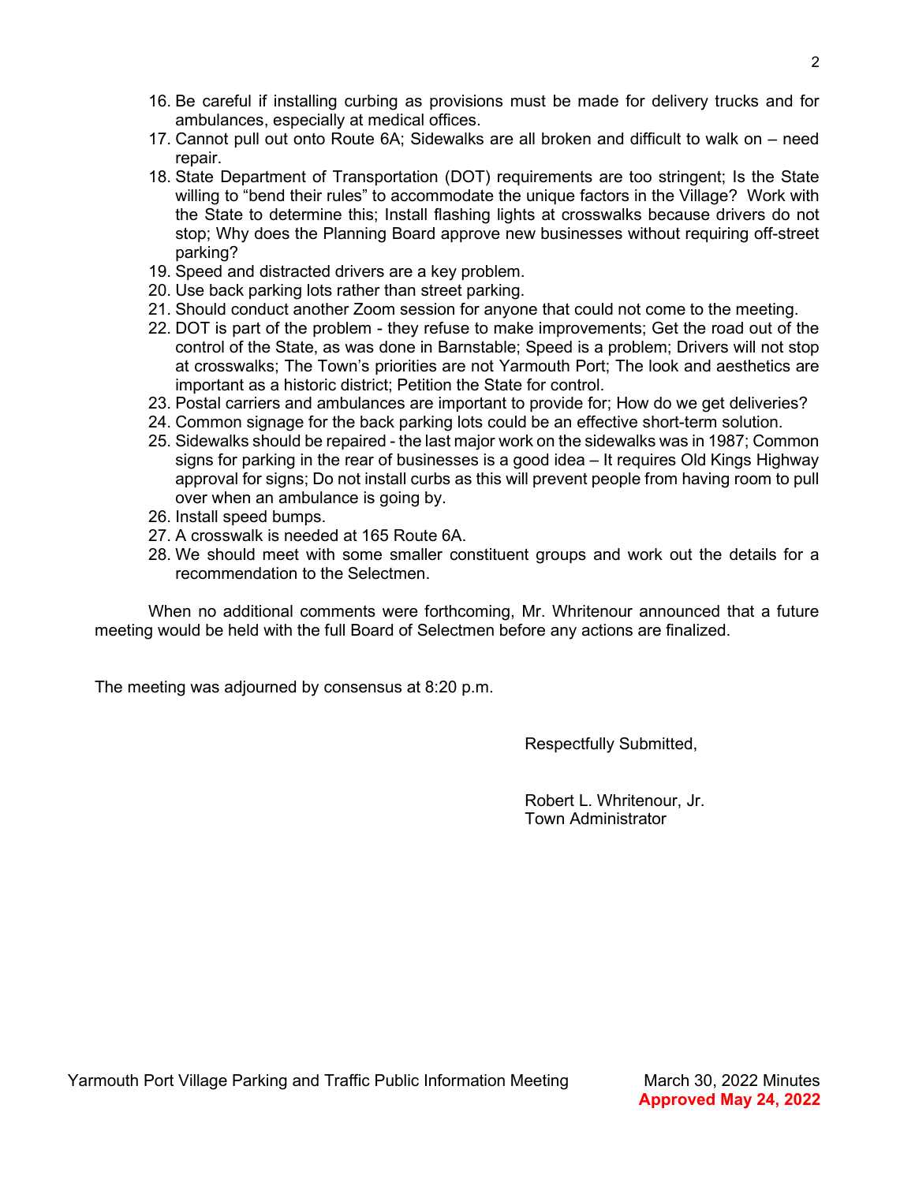16. Be careful if installing curbing as provisions must be made for delivery trucks and for ambulances, especially at medical offices.
17. Cannot pull out onto Route 6A; Sidewalks are all broken and difficult to walk on – need repair.
18. State Department of Transportation (DOT) requirements are too stringent; Is the State willing to "bend their rules" to accommodate the unique factors in the Village? Work with the State to determine this; Install flashing lights at crosswalks because drivers do not stop; Why does the Planning Board approve new businesses without requiring off-street parking?
19. Speed and distracted drivers are a key problem.
20. Use back parking lots rather than street parking.
21. Should conduct another Zoom session for anyone that could not come to the meeting.
22. DOT is part of the problem - they refuse to make improvements; Get the road out of the control of the State, as was done in Barnstable; Speed is a problem; Drivers will not stop at crosswalks; The Town's priorities are not Yarmouth Port; The look and aesthetics are important as a historic district; Petition the State for control.
23. Postal carriers and ambulances are important to provide for; How do we get deliveries?
24. Common signage for the back parking lots could be an effective short-term solution.
25. Sidewalks should be repaired - the last major work on the sidewalks was in 1987; Common signs for parking in the rear of businesses is a good idea – It requires Old Kings Highway approval for signs; Do not install curbs as this will prevent people from having room to pull over when an ambulance is going by.
26. Install speed bumps.
27. A crosswalk is needed at 165 Route 6A.
28. We should meet with some smaller constituent groups and work out the details for a recommendation to the Selectmen.

When no additional comments were forthcoming, Mr. Whritenour announced that a future meeting would be held with the full Board of Selectmen before any actions are finalized.

The meeting was adjourned by consensus at 8:20 p.m.

Respectfully Submitted,

Robert L. Whritenour, Jr.
Town Administrator

Yarmouth Port Village Parking and Traffic Public Information Meeting — March 30, 2022 Minutes

**Approved May 24, 2022**